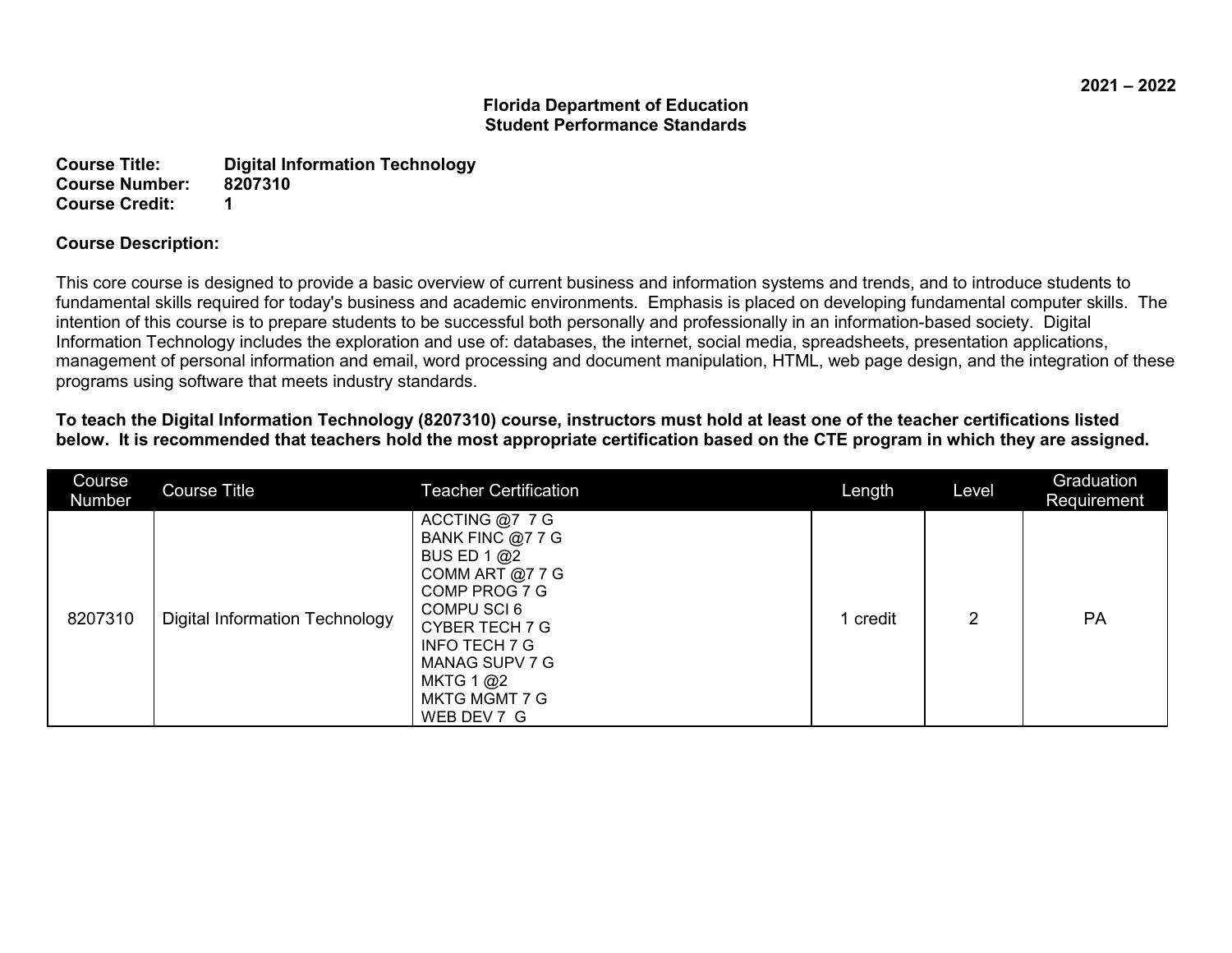2021 – 2022

**Florida Department of Education**
**Student Performance Standards**

**Course Title:** Digital Information Technology
**Course Number:** 8207310
**Course Credit:** 1

**Course Description:**

This core course is designed to provide a basic overview of current business and information systems and trends, and to introduce students to fundamental skills required for today's business and academic environments. Emphasis is placed on developing fundamental computer skills. The intention of this course is to prepare students to be successful both personally and professionally in an information-based society. Digital Information Technology includes the exploration and use of: databases, the internet, social media, spreadsheets, presentation applications, management of personal information and email, word processing and document manipulation, HTML, web page design, and the integration of these programs using software that meets industry standards.

**To teach the Digital Information Technology (8207310) course, instructors must hold at least one of the teacher certifications listed below. It is recommended that teachers hold the most appropriate certification based on the CTE program in which they are assigned.**

| Course Number | Course Title | Teacher Certification | Length | Level | Graduation Requirement |
|---|---|---|---|---|---|
| 8207310 | Digital Information Technology | ACCTING @7 7 G<br>BANK FINC @7 7 G<br>BUS ED 1 @2<br>COMM ART @7 7 G<br>COMP PROG 7 G<br>COMPU SCI 6<br>CYBER TECH 7 G<br>INFO TECH 7 G<br>MANAG SUPV 7 G<br>MKTG 1 @2<br>MKTG MGMT 7 G<br>WEB DEV 7 G | 1 credit | 2 | PA |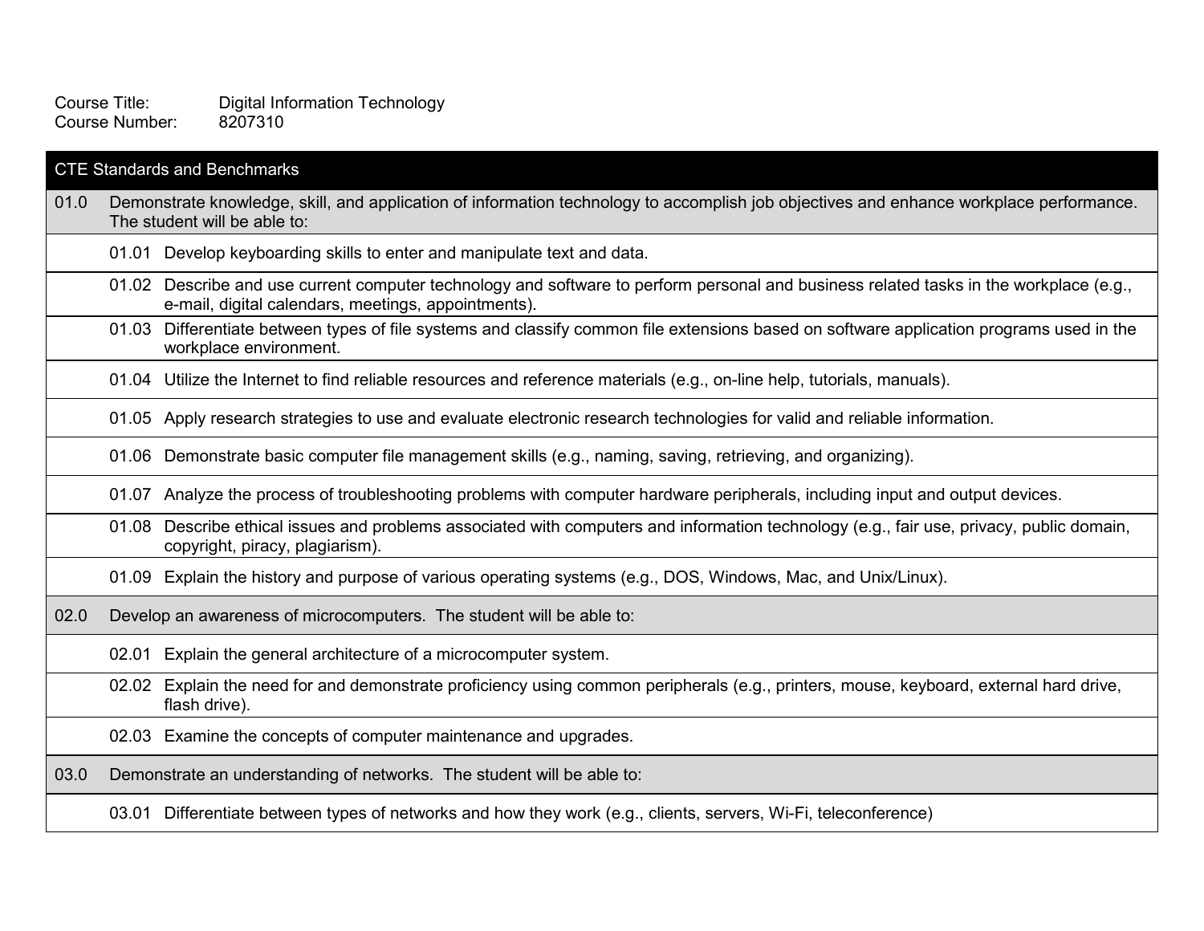Course Title: Digital Information Technology
Course Number: 8207310

| CTE Standards and Benchmarks | | |
|---|---|---|
| 01.0 | Demonstrate knowledge, skill, and application of information technology to accomplish job objectives and enhance workplace performance. The student will be able to: | |
| | 01.01 | Develop keyboarding skills to enter and manipulate text and data. |
| | 01.02 | Describe and use current computer technology and software to perform personal and business related tasks in the workplace (e.g., e-mail, digital calendars, meetings, appointments). |
| | 01.03 | Differentiate between types of file systems and classify common file extensions based on software application programs used in the workplace environment. |
| | 01.04 | Utilize the Internet to find reliable resources and reference materials (e.g., on-line help, tutorials, manuals). |
| | 01.05 | Apply research strategies to use and evaluate electronic research technologies for valid and reliable information. |
| | 01.06 | Demonstrate basic computer file management skills (e.g., naming, saving, retrieving, and organizing). |
| | 01.07 | Analyze the process of troubleshooting problems with computer hardware peripherals, including input and output devices. |
| | 01.08 | Describe ethical issues and problems associated with computers and information technology (e.g., fair use, privacy, public domain, copyright, piracy, plagiarism). |
| | 01.09 | Explain the history and purpose of various operating systems (e.g., DOS, Windows, Mac, and Unix/Linux). |
| 02.0 | Develop an awareness of microcomputers. The student will be able to: | |
| | 02.01 | Explain the general architecture of a microcomputer system. |
| | 02.02 | Explain the need for and demonstrate proficiency using common peripherals (e.g., printers, mouse, keyboard, external hard drive, flash drive). |
| | 02.03 | Examine the concepts of computer maintenance and upgrades. |
| 03.0 | Demonstrate an understanding of networks. The student will be able to: | |
| | 03.01 | Differentiate between types of networks and how they work (e.g., clients, servers, Wi-Fi, teleconference) |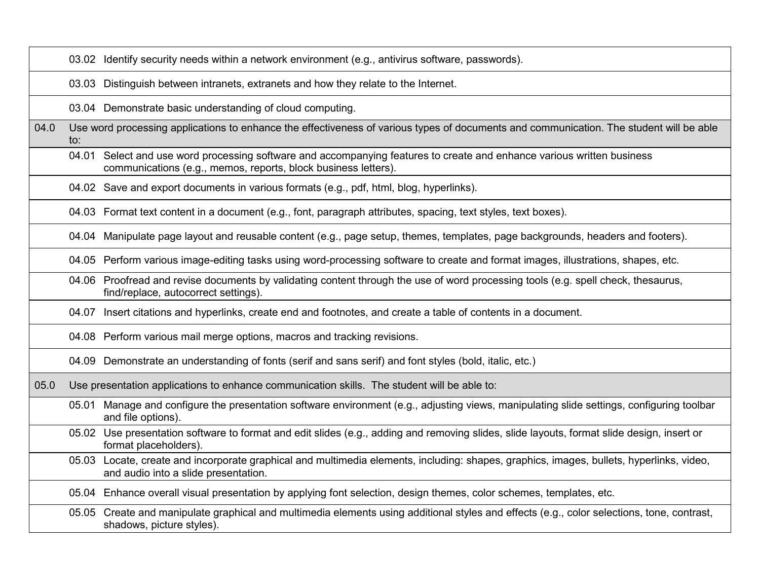| | | |
|---|---|---|
| | 03.02 | Identify security needs within a network environment (e.g., antivirus software, passwords). |
| | 03.03 | Distinguish between intranets, extranets and how they relate to the Internet. |
| | 03.04 | Demonstrate basic understanding of cloud computing. |
| 04.0 | Use word processing applications to enhance the effectiveness of various types of documents and communication. The student will be able to: | |
| | 04.01 | Select and use word processing software and accompanying features to create and enhance various written business communications (e.g., memos, reports, block business letters). |
| | 04.02 | Save and export documents in various formats (e.g., pdf, html, blog, hyperlinks). |
| | 04.03 | Format text content in a document (e.g., font, paragraph attributes, spacing, text styles, text boxes). |
| | 04.04 | Manipulate page layout and reusable content (e.g., page setup, themes, templates, page backgrounds, headers and footers). |
| | 04.05 | Perform various image-editing tasks using word-processing software to create and format images, illustrations, shapes, etc. |
| | 04.06 | Proofread and revise documents by validating content through the use of word processing tools (e.g. spell check, thesaurus, find/replace, autocorrect settings). |
| | 04.07 | Insert citations and hyperlinks, create end and footnotes, and create a table of contents in a document. |
| | 04.08 | Perform various mail merge options, macros and tracking revisions. |
| | 04.09 | Demonstrate an understanding of fonts (serif and sans serif) and font styles (bold, italic, etc.) |
| 05.0 | Use presentation applications to enhance communication skills. The student will be able to: | |
| | 05.01 | Manage and configure the presentation software environment (e.g., adjusting views, manipulating slide settings, configuring toolbar and file options). |
| | 05.02 | Use presentation software to format and edit slides (e.g., adding and removing slides, slide layouts, format slide design, insert or format placeholders). |
| | 05.03 | Locate, create and incorporate graphical and multimedia elements, including: shapes, graphics, images, bullets, hyperlinks, video, and audio into a slide presentation. |
| | 05.04 | Enhance overall visual presentation by applying font selection, design themes, color schemes, templates, etc. |
| | 05.05 | Create and manipulate graphical and multimedia elements using additional styles and effects (e.g., color selections, tone, contrast, shadows, picture styles). |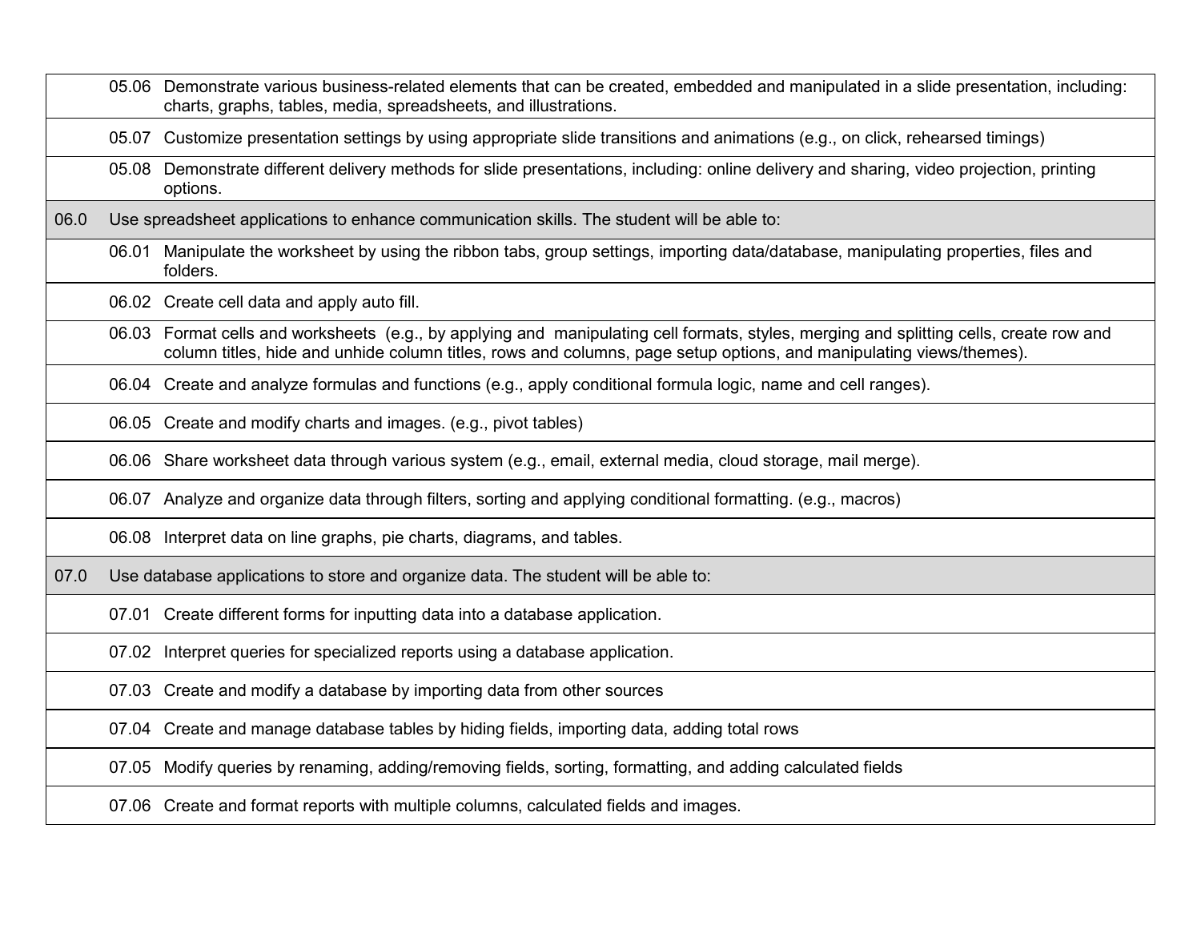| | |
|---|---|
| | 05.06 Demonstrate various business-related elements that can be created, embedded and manipulated in a slide presentation, including: charts, graphs, tables, media, spreadsheets, and illustrations. |
| | 05.07 Customize presentation settings by using appropriate slide transitions and animations (e.g., on click, rehearsed timings) |
| | 05.08 Demonstrate different delivery methods for slide presentations, including: online delivery and sharing, video projection, printing options. |
| 06.0 | Use spreadsheet applications to enhance communication skills. The student will be able to: |
| | 06.01 Manipulate the worksheet by using the ribbon tabs, group settings, importing data/database, manipulating properties, files and folders. |
| | 06.02 Create cell data and apply auto fill. |
| | 06.03 Format cells and worksheets (e.g., by applying and manipulating cell formats, styles, merging and splitting cells, create row and column titles, hide and unhide column titles, rows and columns, page setup options, and manipulating views/themes). |
| | 06.04 Create and analyze formulas and functions (e.g., apply conditional formula logic, name and cell ranges). |
| | 06.05 Create and modify charts and images. (e.g., pivot tables) |
| | 06.06 Share worksheet data through various system (e.g., email, external media, cloud storage, mail merge). |
| | 06.07 Analyze and organize data through filters, sorting and applying conditional formatting. (e.g., macros) |
| | 06.08 Interpret data on line graphs, pie charts, diagrams, and tables. |
| 07.0 | Use database applications to store and organize data. The student will be able to: |
| | 07.01 Create different forms for inputting data into a database application. |
| | 07.02 Interpret queries for specialized reports using a database application. |
| | 07.03 Create and modify a database by importing data from other sources |
| | 07.04 Create and manage database tables by hiding fields, importing data, adding total rows |
| | 07.05 Modify queries by renaming, adding/removing fields, sorting, formatting, and adding calculated fields |
| | 07.06 Create and format reports with multiple columns, calculated fields and images. |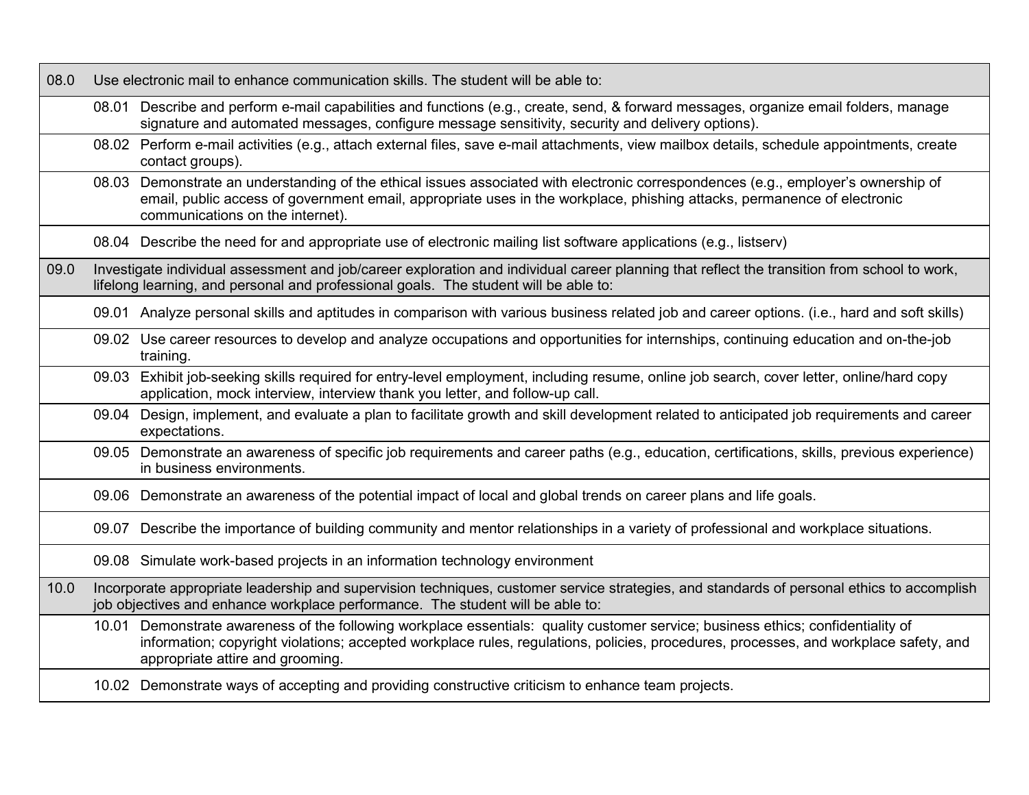| | |
|---|---|
| 08.0 | Use electronic mail to enhance communication skills. The student will be able to: |
| | 08.01 Describe and perform e-mail capabilities and functions (e.g., create, send, & forward messages, organize email folders, manage signature and automated messages, configure message sensitivity, security and delivery options). |
| | 08.02 Perform e-mail activities (e.g., attach external files, save e-mail attachments, view mailbox details, schedule appointments, create contact groups). |
| | 08.03 Demonstrate an understanding of the ethical issues associated with electronic correspondences (e.g., employer's ownership of email, public access of government email, appropriate uses in the workplace, phishing attacks, permanence of electronic communications on the internet). |
| | 08.04 Describe the need for and appropriate use of electronic mailing list software applications (e.g., listserv) |
| 09.0 | Investigate individual assessment and job/career exploration and individual career planning that reflect the transition from school to work, lifelong learning, and personal and professional goals. The student will be able to: |
| | 09.01 Analyze personal skills and aptitudes in comparison with various business related job and career options. (i.e., hard and soft skills) |
| | 09.02 Use career resources to develop and analyze occupations and opportunities for internships, continuing education and on-the-job training. |
| | 09.03 Exhibit job-seeking skills required for entry-level employment, including resume, online job search, cover letter, online/hard copy application, mock interview, interview thank you letter, and follow-up call. |
| | 09.04 Design, implement, and evaluate a plan to facilitate growth and skill development related to anticipated job requirements and career expectations. |
| | 09.05 Demonstrate an awareness of specific job requirements and career paths (e.g., education, certifications, skills, previous experience) in business environments. |
| | 09.06 Demonstrate an awareness of the potential impact of local and global trends on career plans and life goals. |
| | 09.07 Describe the importance of building community and mentor relationships in a variety of professional and workplace situations. |
| | 09.08 Simulate work-based projects in an information technology environment |
| 10.0 | Incorporate appropriate leadership and supervision techniques, customer service strategies, and standards of personal ethics to accomplish job objectives and enhance workplace performance. The student will be able to: |
| | 10.01 Demonstrate awareness of the following workplace essentials: quality customer service; business ethics; confidentiality of information; copyright violations; accepted workplace rules, regulations, policies, procedures, processes, and workplace safety, and appropriate attire and grooming. |
| | 10.02 Demonstrate ways of accepting and providing constructive criticism to enhance team projects. |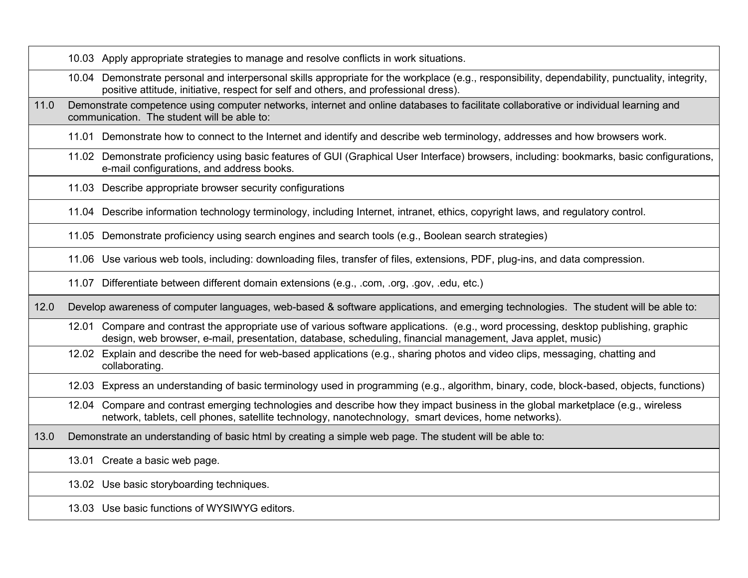| | |
|---|---|
| | 10.03 Apply appropriate strategies to manage and resolve conflicts in work situations. |
| | 10.04 Demonstrate personal and interpersonal skills appropriate for the workplace (e.g., responsibility, dependability, punctuality, integrity, positive attitude, initiative, respect for self and others, and professional dress). |
| 11.0 | Demonstrate competence using computer networks, internet and online databases to facilitate collaborative or individual learning and communication. The student will be able to: |
| | 11.01 Demonstrate how to connect to the Internet and identify and describe web terminology, addresses and how browsers work. |
| | 11.02 Demonstrate proficiency using basic features of GUI (Graphical User Interface) browsers, including: bookmarks, basic configurations, e-mail configurations, and address books. |
| | 11.03 Describe appropriate browser security configurations |
| | 11.04 Describe information technology terminology, including Internet, intranet, ethics, copyright laws, and regulatory control. |
| | 11.05 Demonstrate proficiency using search engines and search tools (e.g., Boolean search strategies) |
| | 11.06 Use various web tools, including: downloading files, transfer of files, extensions, PDF, plug-ins, and data compression. |
| | 11.07 Differentiate between different domain extensions (e.g., .com, .org, .gov, .edu, etc.) |
| 12.0 | Develop awareness of computer languages, web-based & software applications, and emerging technologies. The student will be able to: |
| | 12.01 Compare and contrast the appropriate use of various software applications. (e.g., word processing, desktop publishing, graphic design, web browser, e-mail, presentation, database, scheduling, financial management, Java applet, music) |
| | 12.02 Explain and describe the need for web-based applications (e.g., sharing photos and video clips, messaging, chatting and collaborating. |
| | 12.03 Express an understanding of basic terminology used in programming (e.g., algorithm, binary, code, block-based, objects, functions) |
| | 12.04 Compare and contrast emerging technologies and describe how they impact business in the global marketplace (e.g., wireless network, tablets, cell phones, satellite technology, nanotechnology, smart devices, home networks). |
| 13.0 | Demonstrate an understanding of basic html by creating a simple web page. The student will be able to: |
| | 13.01 Create a basic web page. |
| | 13.02 Use basic storyboarding techniques. |
| | 13.03 Use basic functions of WYSIWYG editors. |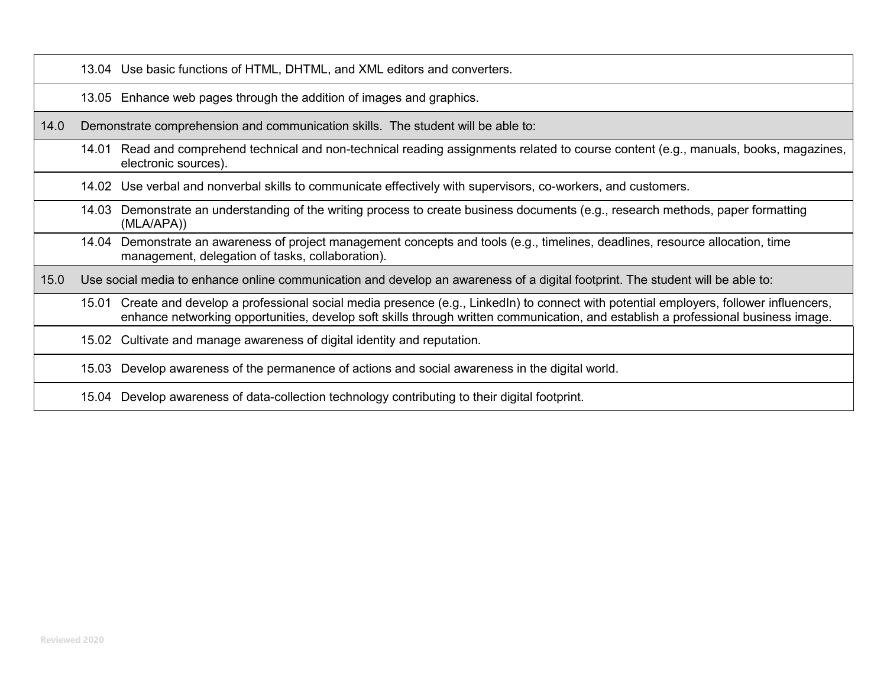| | |
|---|---|
| | 13.04 Use basic functions of HTML, DHTML, and XML editors and converters. |
| | 13.05 Enhance web pages through the addition of images and graphics. |
| 14.0 | Demonstrate comprehension and communication skills. The student will be able to: |
| | 14.01 Read and comprehend technical and non-technical reading assignments related to course content (e.g., manuals, books, magazines, electronic sources). |
| | 14.02 Use verbal and nonverbal skills to communicate effectively with supervisors, co-workers, and customers. |
| | 14.03 Demonstrate an understanding of the writing process to create business documents (e.g., research methods, paper formatting (MLA/APA)) |
| | 14.04 Demonstrate an awareness of project management concepts and tools (e.g., timelines, deadlines, resource allocation, time management, delegation of tasks, collaboration). |
| 15.0 | Use social media to enhance online communication and develop an awareness of a digital footprint. The student will be able to: |
| | 15.01 Create and develop a professional social media presence (e.g., LinkedIn) to connect with potential employers, follower influencers, enhance networking opportunities, develop soft skills through written communication, and establish a professional business image. |
| | 15.02 Cultivate and manage awareness of digital identity and reputation. |
| | 15.03 Develop awareness of the permanence of actions and social awareness in the digital world. |
| | 15.04 Develop awareness of data-collection technology contributing to their digital footprint. |

Reviewed 2020